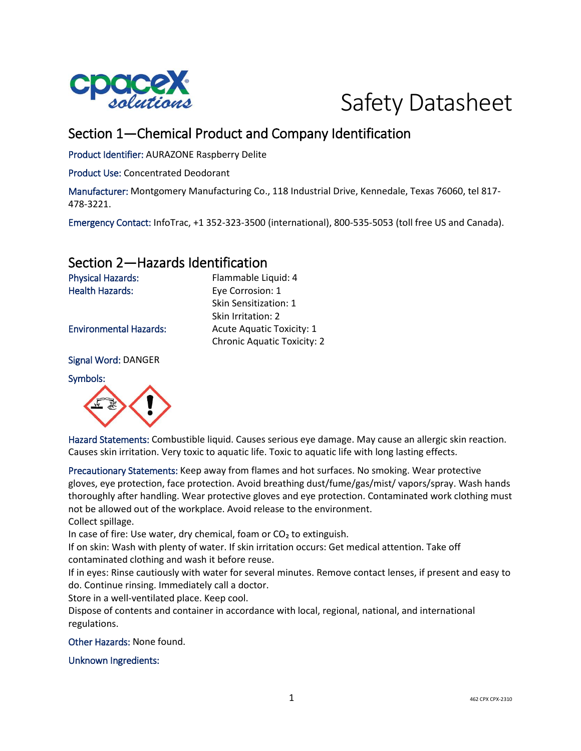# Safety Datasheet

## Section 1—Chemical Product and Company Identification

Product Identifier: AURAZONE Raspberry Delite

Product Use: Concentrated Deodorant

Manufacturer: Montgomery Manufacturing Co., 118 Industrial Drive, Kennedale, Texas 76060, tel 817-478-3221.

Emergency Contact: InfoTrac, +1 352-323-3500 (international), 800-535-5053 (toll free US and Canada).

## Section 2—Hazards Identification

| | |
|---|---|
| Physical Hazards: | Flammable Liquid: 4 |
| Health Hazards: | Eye Corrosion: 1 |
| | Skin Sensitization: 1 |
| | Skin Irritation: 2 |
| Environmental Hazards: | Acute Aquatic Toxicity: 1 |
| | Chronic Aquatic Toxicity: 2 |

Signal Word: DANGER

Symbols:

Hazard Statements: Combustible liquid. Causes serious eye damage. May cause an allergic skin reaction. Causes skin irritation. Very toxic to aquatic life. Toxic to aquatic life with long lasting effects.

Precautionary Statements: Keep away from flames and hot surfaces. No smoking. Wear protective gloves, eye protection, face protection. Avoid breathing dust/fume/gas/mist/ vapors/spray. Wash hands thoroughly after handling. Wear protective gloves and eye protection. Contaminated work clothing must not be allowed out of the workplace. Avoid release to the environment.
Collect spillage.
In case of fire: Use water, dry chemical, foam or $CO_2$ to extinguish.
If on skin: Wash with plenty of water. If skin irritation occurs: Get medical attention. Take off contaminated clothing and wash it before reuse.
If in eyes: Rinse cautiously with water for several minutes. Remove contact lenses, if present and easy to do. Continue rinsing. Immediately call a doctor.
Store in a well-ventilated place. Keep cool.
Dispose of contents and container in accordance with local, regional, national, and international regulations.

Other Hazards: None found.

Unknown Ingredients: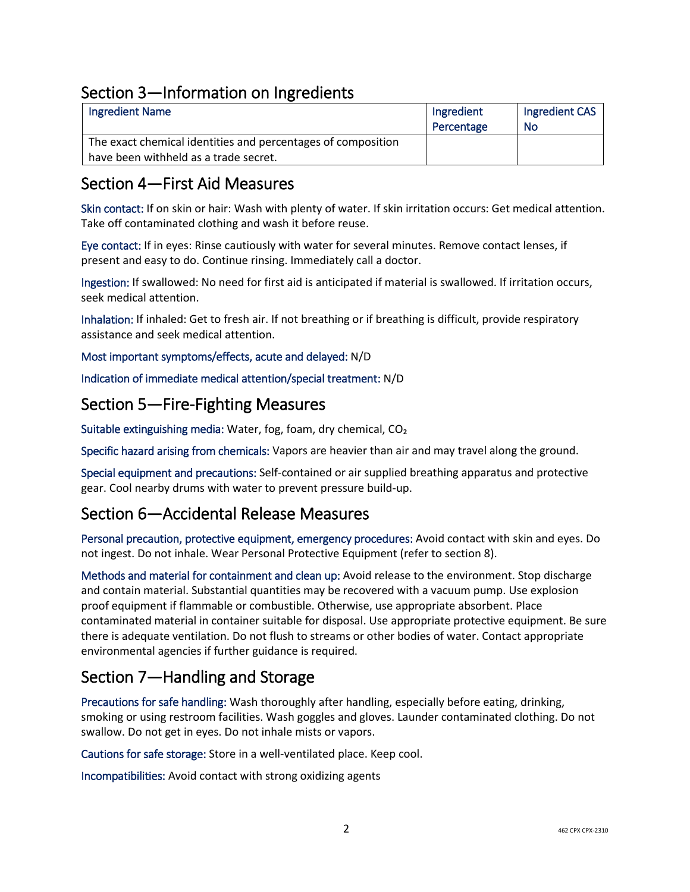## Section 3—Information on Ingredients

| Ingredient Name | Ingredient Percentage | Ingredient CAS No |
|---|---|---|
| The exact chemical identities and percentages of composition have been withheld as a trade secret. | | |

## Section 4—First Aid Measures

Skin contact: If on skin or hair: Wash with plenty of water. If skin irritation occurs: Get medical attention. Take off contaminated clothing and wash it before reuse.

Eye contact: If in eyes: Rinse cautiously with water for several minutes. Remove contact lenses, if present and easy to do. Continue rinsing. Immediately call a doctor.

Ingestion: If swallowed: No need for first aid is anticipated if material is swallowed. If irritation occurs, seek medical attention.

Inhalation: If inhaled: Get to fresh air. If not breathing or if breathing is difficult, provide respiratory assistance and seek medical attention.

Most important symptoms/effects, acute and delayed: N/D

Indication of immediate medical attention/special treatment: N/D

## Section 5—Fire-Fighting Measures

Suitable extinguishing media: Water, fog, foam, dry chemical, $CO_2$

Specific hazard arising from chemicals: Vapors are heavier than air and may travel along the ground.

Special equipment and precautions: Self-contained or air supplied breathing apparatus and protective gear. Cool nearby drums with water to prevent pressure build-up.

## Section 6—Accidental Release Measures

Personal precaution, protective equipment, emergency procedures: Avoid contact with skin and eyes. Do not ingest. Do not inhale. Wear Personal Protective Equipment (refer to section 8).

Methods and material for containment and clean up: Avoid release to the environment. Stop discharge and contain material. Substantial quantities may be recovered with a vacuum pump. Use explosion proof equipment if flammable or combustible. Otherwise, use appropriate absorbent. Place contaminated material in container suitable for disposal. Use appropriate protective equipment. Be sure there is adequate ventilation. Do not flush to streams or other bodies of water. Contact appropriate environmental agencies if further guidance is required.

## Section 7—Handling and Storage

Precautions for safe handling: Wash thoroughly after handling, especially before eating, drinking, smoking or using restroom facilities. Wash goggles and gloves. Launder contaminated clothing. Do not swallow. Do not get in eyes. Do not inhale mists or vapors.

Cautions for safe storage: Store in a well-ventilated place. Keep cool.

Incompatibilities: Avoid contact with strong oxidizing agents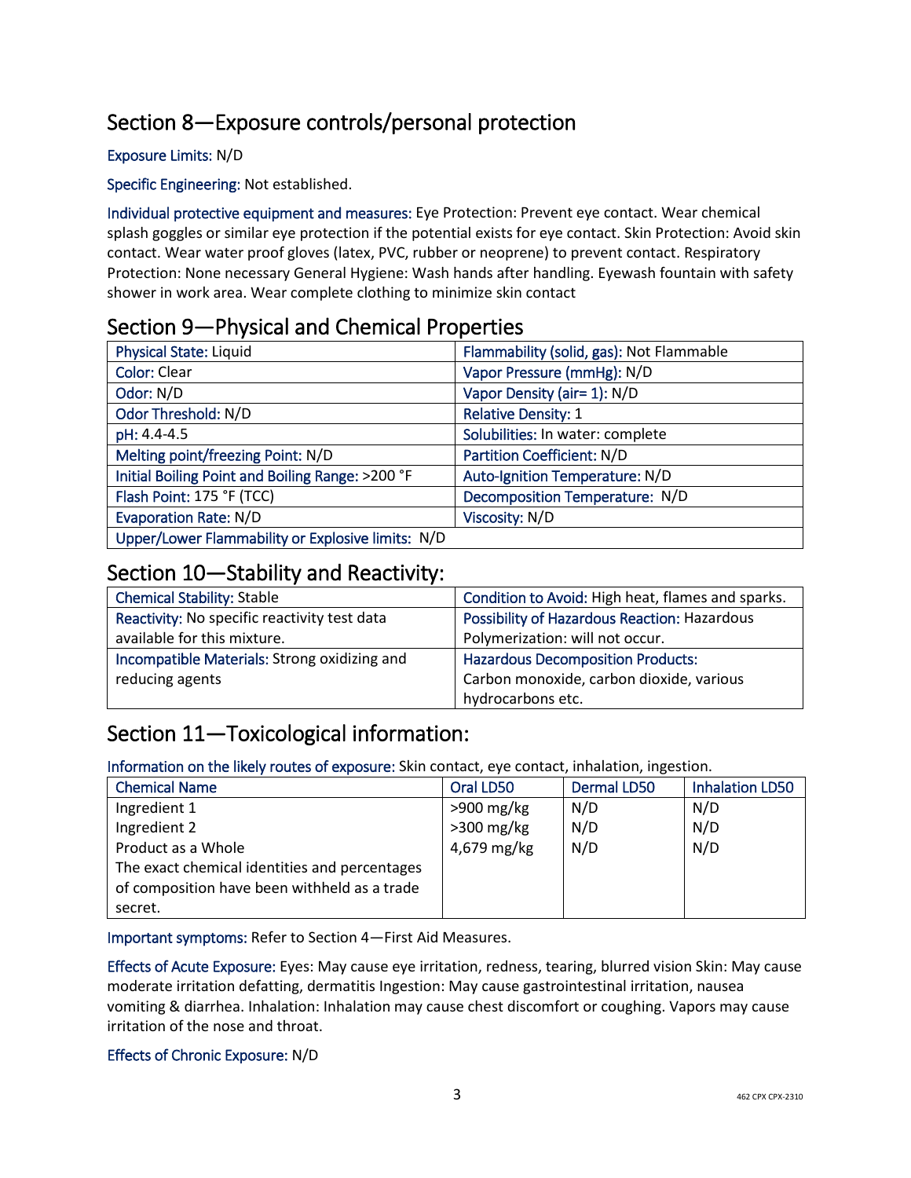## Section 8—Exposure controls/personal protection

Exposure Limits: N/D

Specific Engineering: Not established.

Individual protective equipment and measures: Eye Protection: Prevent eye contact. Wear chemical splash goggles or similar eye protection if the potential exists for eye contact. Skin Protection: Avoid skin contact. Wear water proof gloves (latex, PVC, rubber or neoprene) to prevent contact. Respiratory Protection: None necessary General Hygiene: Wash hands after handling. Eyewash fountain with safety shower in work area. Wear complete clothing to minimize skin contact

## Section 9—Physical and Chemical Properties

| | |
|---|---|
| Physical State: Liquid | Flammability (solid, gas): Not Flammable |
| Color: Clear | Vapor Pressure (mmHg): N/D |
| Odor: N/D | Vapor Density (air= 1): N/D |
| Odor Threshold: N/D | Relative Density: 1 |
| pH: 4.4-4.5 | Solubilities: In water: complete |
| Melting point/freezing Point: N/D | Partition Coefficient: N/D |
| Initial Boiling Point and Boiling Range: >200 °F | Auto-Ignition Temperature: N/D |
| Flash Point: 175 °F (TCC) | Decomposition Temperature: N/D |
| Evaporation Rate: N/D | Viscosity: N/D |
| Upper/Lower Flammability or Explosive limits: N/D | |

## Section 10—Stability and Reactivity:

| | |
|---|---|
| Chemical Stability: Stable | Condition to Avoid: High heat, flames and sparks. |
| Reactivity: No specific reactivity test data available for this mixture. | Possibility of Hazardous Reaction: Hazardous Polymerization: will not occur. |
| Incompatible Materials: Strong oxidizing and reducing agents | Hazardous Decomposition Products: Carbon monoxide, carbon dioxide, various hydrocarbons etc. |

## Section 11—Toxicological information:

Information on the likely routes of exposure: Skin contact, eye contact, inhalation, ingestion.

| Chemical Name | Oral LD50 | Dermal LD50 | Inhalation LD50 |
|---|---|---|---|
| Ingredient 1 | >900 mg/kg | N/D | N/D |
| Ingredient 2 | >300 mg/kg | N/D | N/D |
| Product as a Whole | 4,679 mg/kg | N/D | N/D |
| The exact chemical identities and percentages of composition have been withheld as a trade secret. | | | |

Important symptoms: Refer to Section 4—First Aid Measures.

Effects of Acute Exposure: Eyes: May cause eye irritation, redness, tearing, blurred vision Skin: May cause moderate irritation defatting, dermatitis Ingestion: May cause gastrointestinal irritation, nausea vomiting & diarrhea. Inhalation: Inhalation may cause chest discomfort or coughing. Vapors may cause irritation of the nose and throat.

Effects of Chronic Exposure: N/D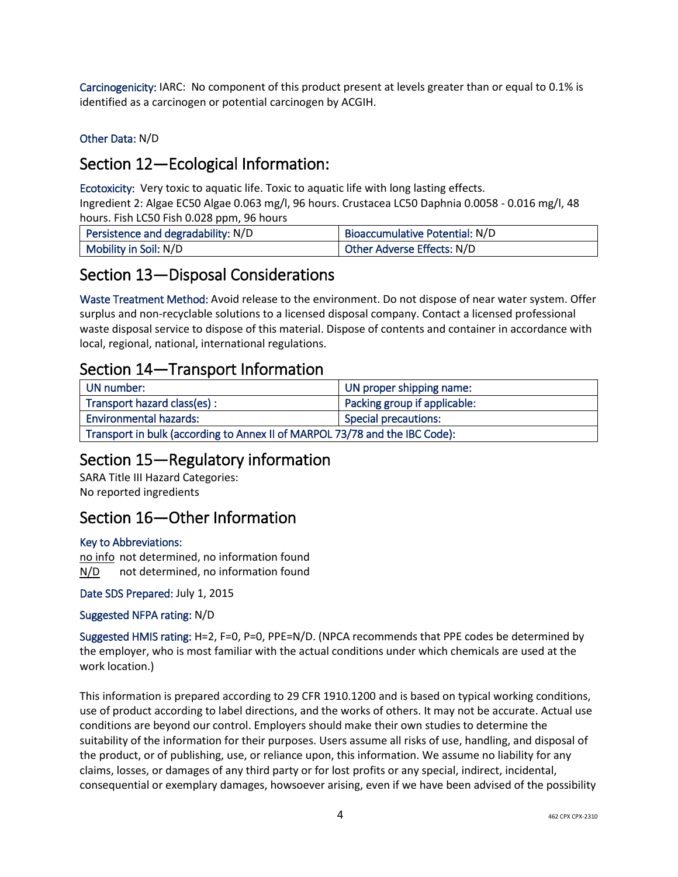**Carcinogenicity:** IARC: No component of this product present at levels greater than or equal to 0.1% is identified as a carcinogen or potential carcinogen by ACGIH.

**Other Data:** N/D

## Section 12—Ecological Information:

**Ecotoxicity:** Very toxic to aquatic life. Toxic to aquatic life with long lasting effects.
Ingredient 2: Algae EC50 Algae 0.063 mg/l, 96 hours. Crustacea LC50 Daphnia 0.0058 - 0.016 mg/l, 48 hours. Fish LC50 Fish 0.028 ppm, 96 hours

| Persistence and degradability: N/D | Bioaccumulative Potential: N/D |
|---|---|
| Mobility in Soil: N/D | Other Adverse Effects: N/D |

## Section 13—Disposal Considerations

**Waste Treatment Method:** Avoid release to the environment. Do not dispose of near water system. Offer surplus and non-recyclable solutions to a licensed disposal company. Contact a licensed professional waste disposal service to dispose of this material. Dispose of contents and container in accordance with local, regional, national, international regulations.

## Section 14—Transport Information

| UN number: | UN proper shipping name: |
|---|---|
| Transport hazard class(es) : | Packing group if applicable: |
| Environmental hazards: | Special precautions: |
| Transport in bulk (according to Annex II of MARPOL 73/78 and the IBC Code): | |

## Section 15—Regulatory information

SARA Title III Hazard Categories:
No reported ingredients

## Section 16—Other Information

**Key to Abbreviations:**

no info not determined, no information found
N/D not determined, no information found

**Date SDS Prepared:** July 1, 2015

**Suggested NFPA rating:** N/D

**Suggested HMIS rating:** H=2, F=0, P=0, PPE=N/D. (NPCA recommends that PPE codes be determined by the employer, who is most familiar with the actual conditions under which chemicals are used at the work location.)

This information is prepared according to 29 CFR 1910.1200 and is based on typical working conditions, use of product according to label directions, and the works of others. It may not be accurate. Actual use conditions are beyond our control. Employers should make their own studies to determine the suitability of the information for their purposes. Users assume all risks of use, handling, and disposal of the product, or of publishing, use, or reliance upon, this information. We assume no liability for any claims, losses, or damages of any third party or for lost profits or any special, indirect, incidental, consequential or exemplary damages, howsoever arising, even if we have been advised of the possibility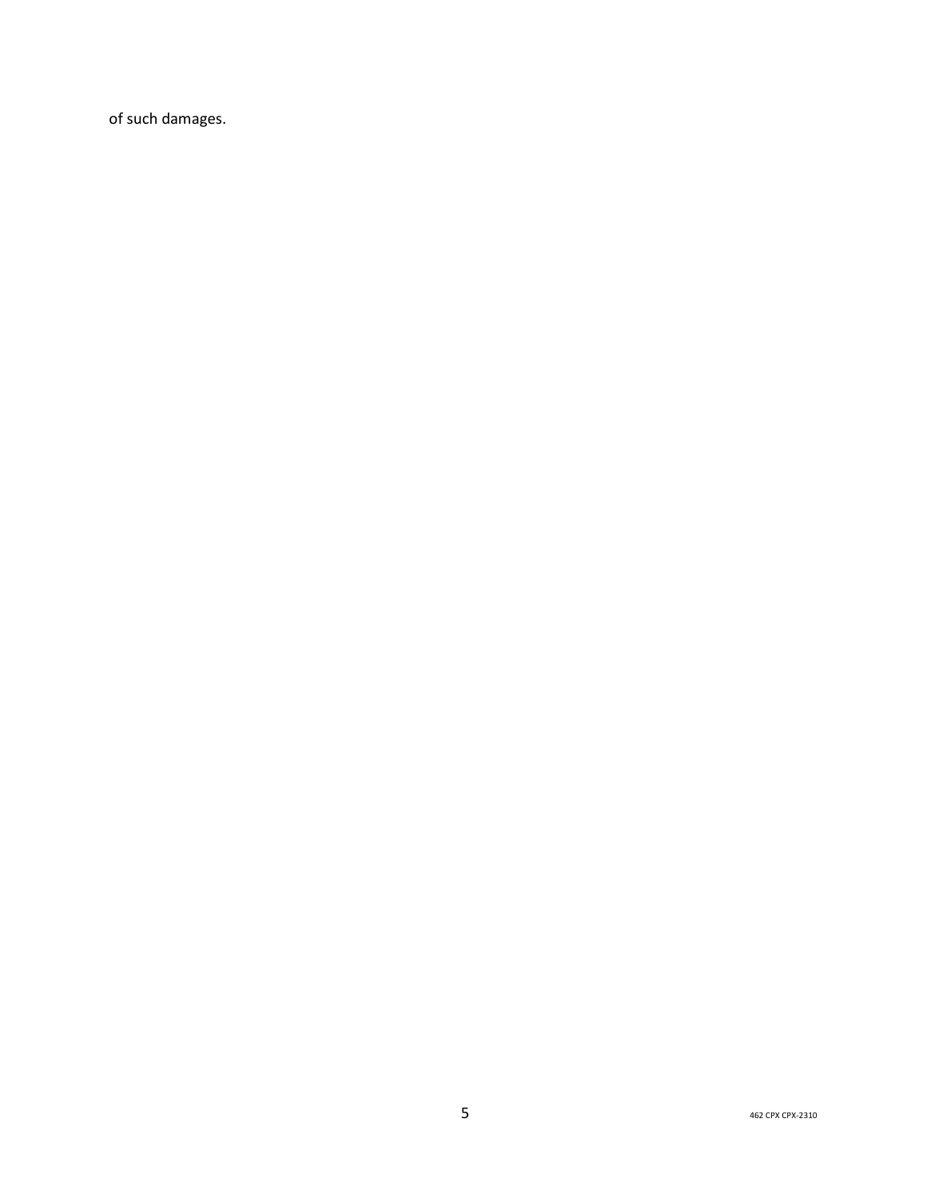of such damages.